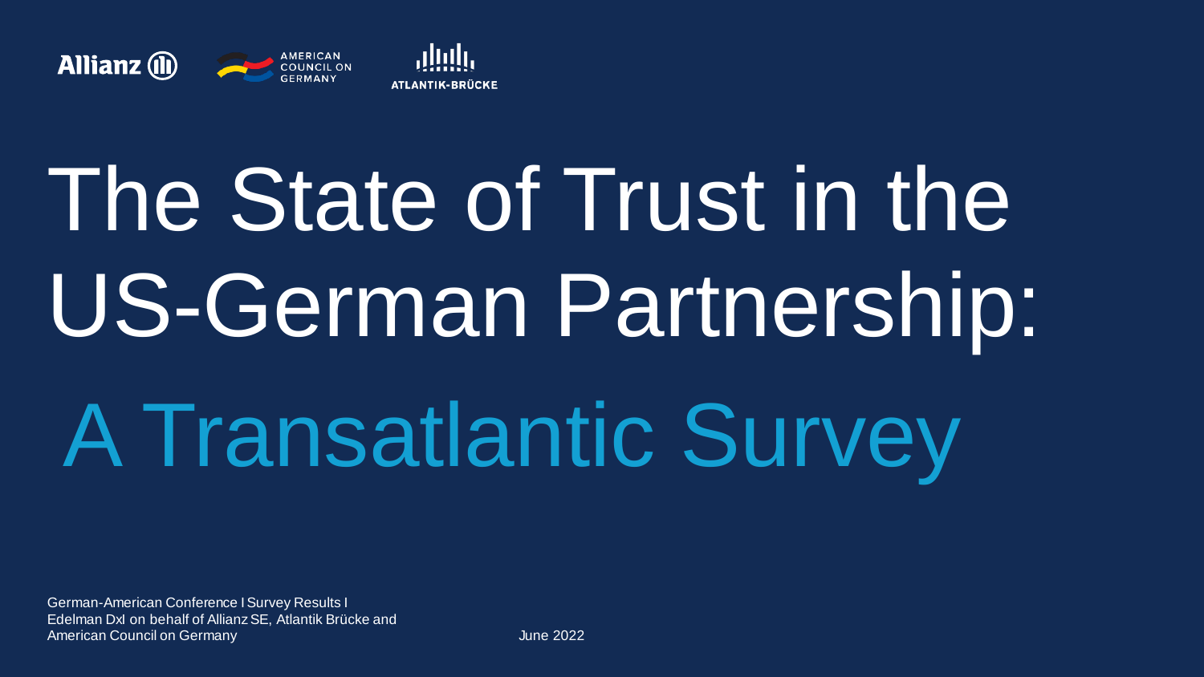# The State of Trust in the US-German Partnership:

## A Transatlantic Survey

German-American Conference I Survey Results I
Edelman DxI on behalf of Allianz SE, Atlantik Brücke and
American Council on Germany

June 2022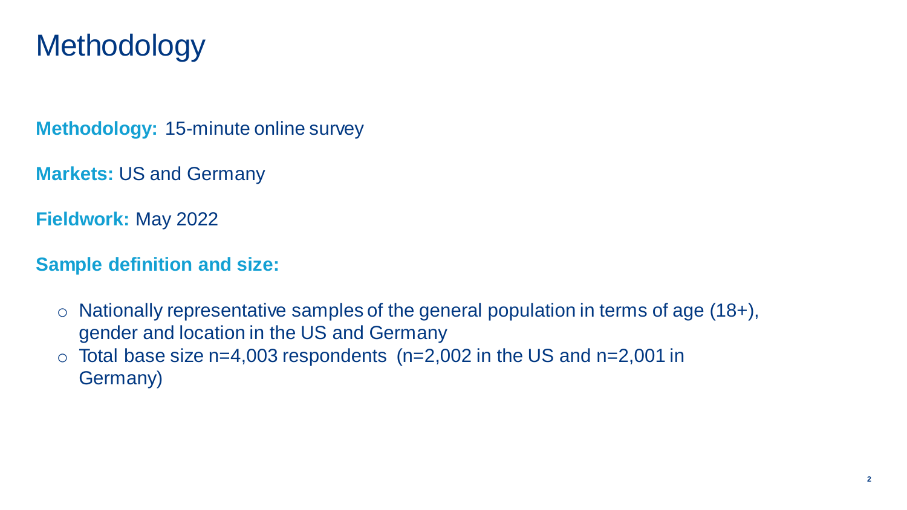# Methodology

**Methodology:** 15-minute online survey

**Markets:** US and Germany

**Fieldwork:** May 2022

**Sample definition and size:**

- Nationally representative samples of the general population in terms of age (18+), gender and location in the US and Germany
- Total base size n=4,003 respondents (n=2,002 in the US and n=2,001 in Germany)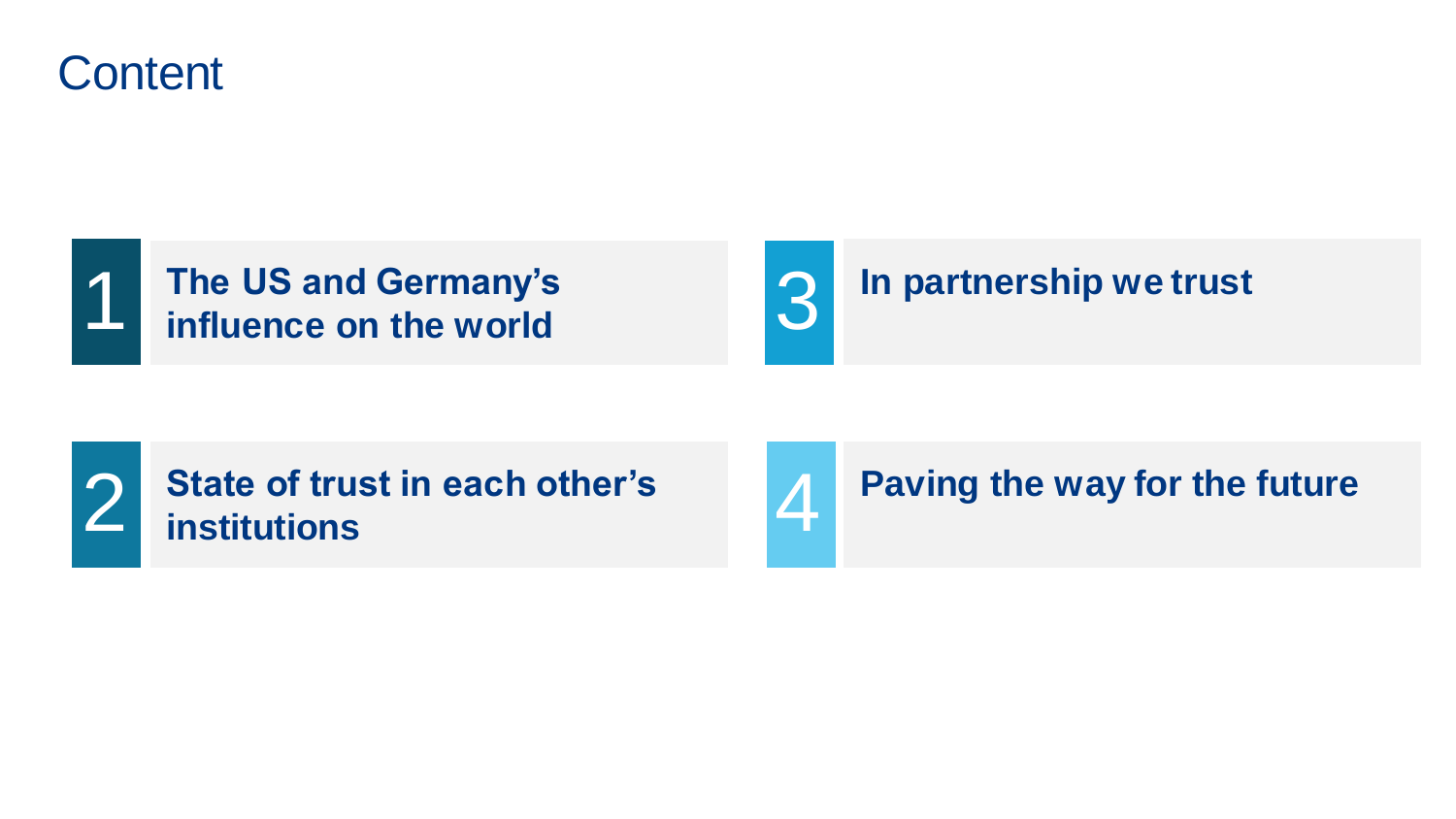# Content

1. **The US and Germany's influence on the world**
2. **State of trust in each other's institutions**
3. **In partnership we trust**
4. **Paving the way for the future**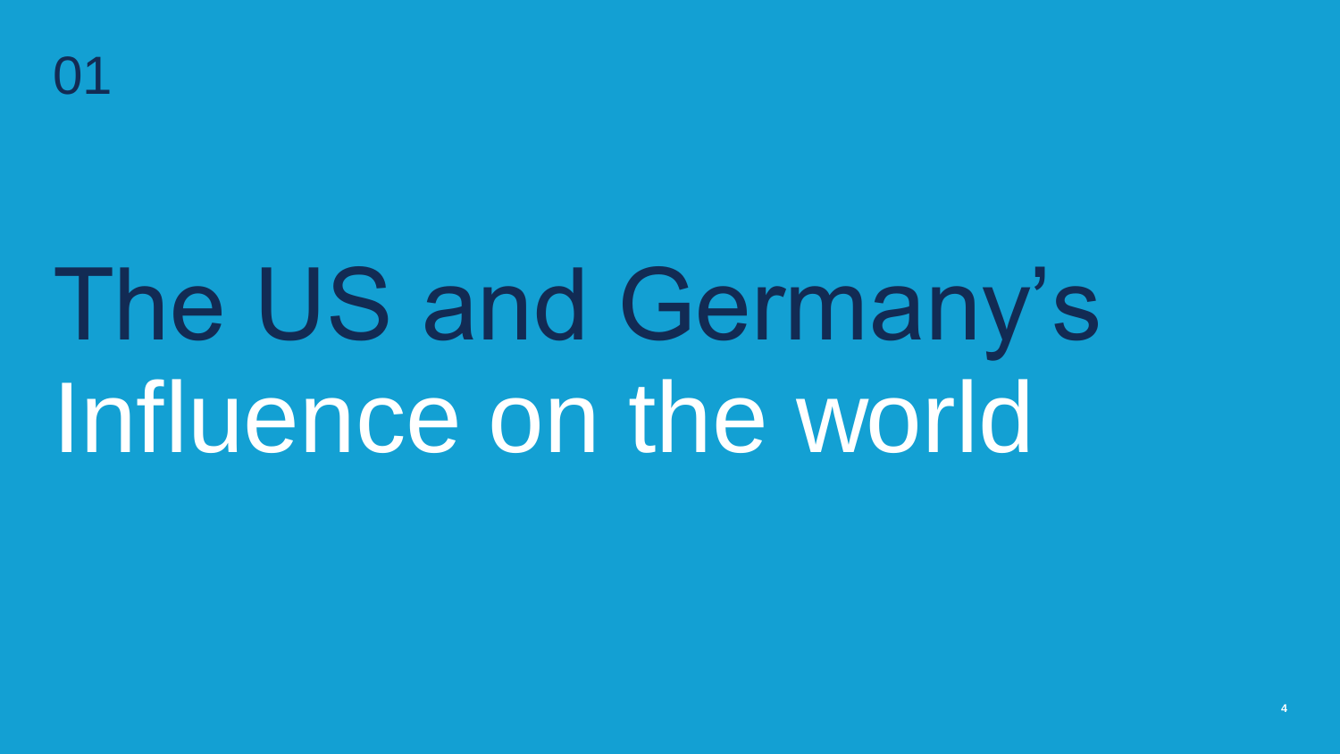01

# The US and Germany’s Influence on the world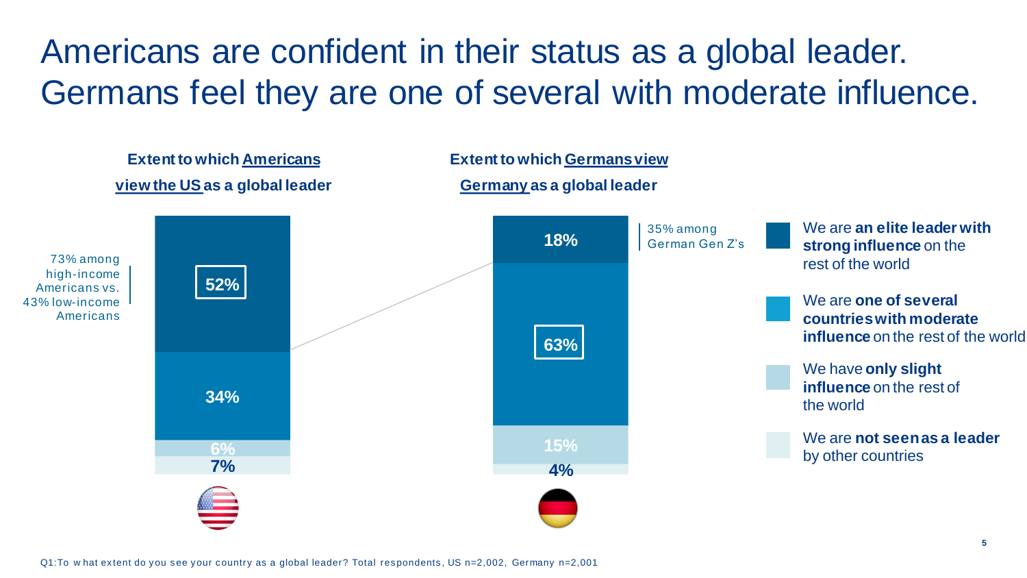# Americans are confident in their status as a global leader. Germans feel they are one of several with moderate influence.

**Extent to which Americans view the US as a global leader**

**Extent to which Germans view Germany as a global leader**

| | US | Germany |
|---|---|---|
| We are **an elite leader with strong influence** on the rest of the world | 52% | 18% |
| We are **one of several countries with moderate influence** on the rest of the world | 34% | 63% |
| We have **only slight influence** on the rest of the world | 6% | 15% |
| We are **not seen as a leader** by other countries | 7% | 4% |

73% among high-income Americans vs. 43% low-income Americans

35% among German Gen Z's

Q1: To what extent do you see your country as a global leader? Total respondents, US n=2,002, Germany n=2,001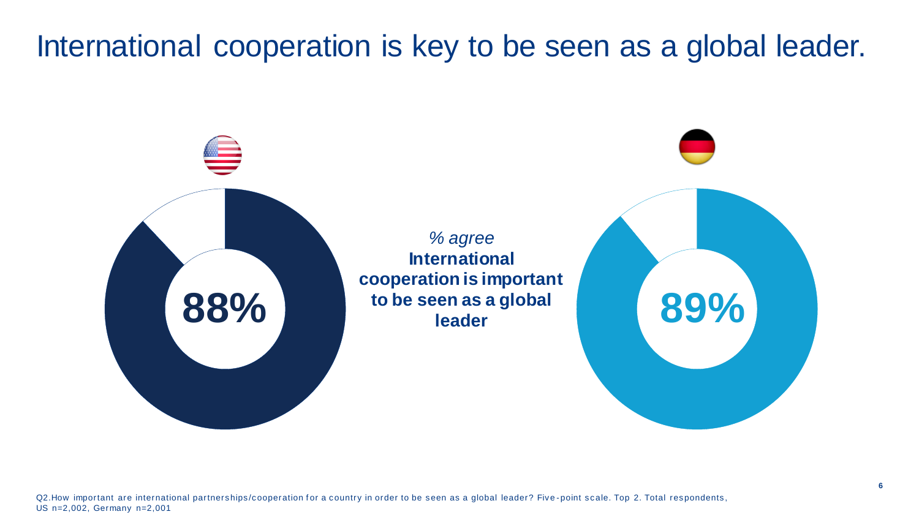# International cooperation is key to be seen as a global leader.

**88%**

*% agree*
**International cooperation is important to be seen as a global leader**

**89%**

Q2.How important are international partnerships/cooperation for a country in order to be seen as a global leader? Five-point scale. Top 2. Total respondents, US n=2,002, Germany n=2,001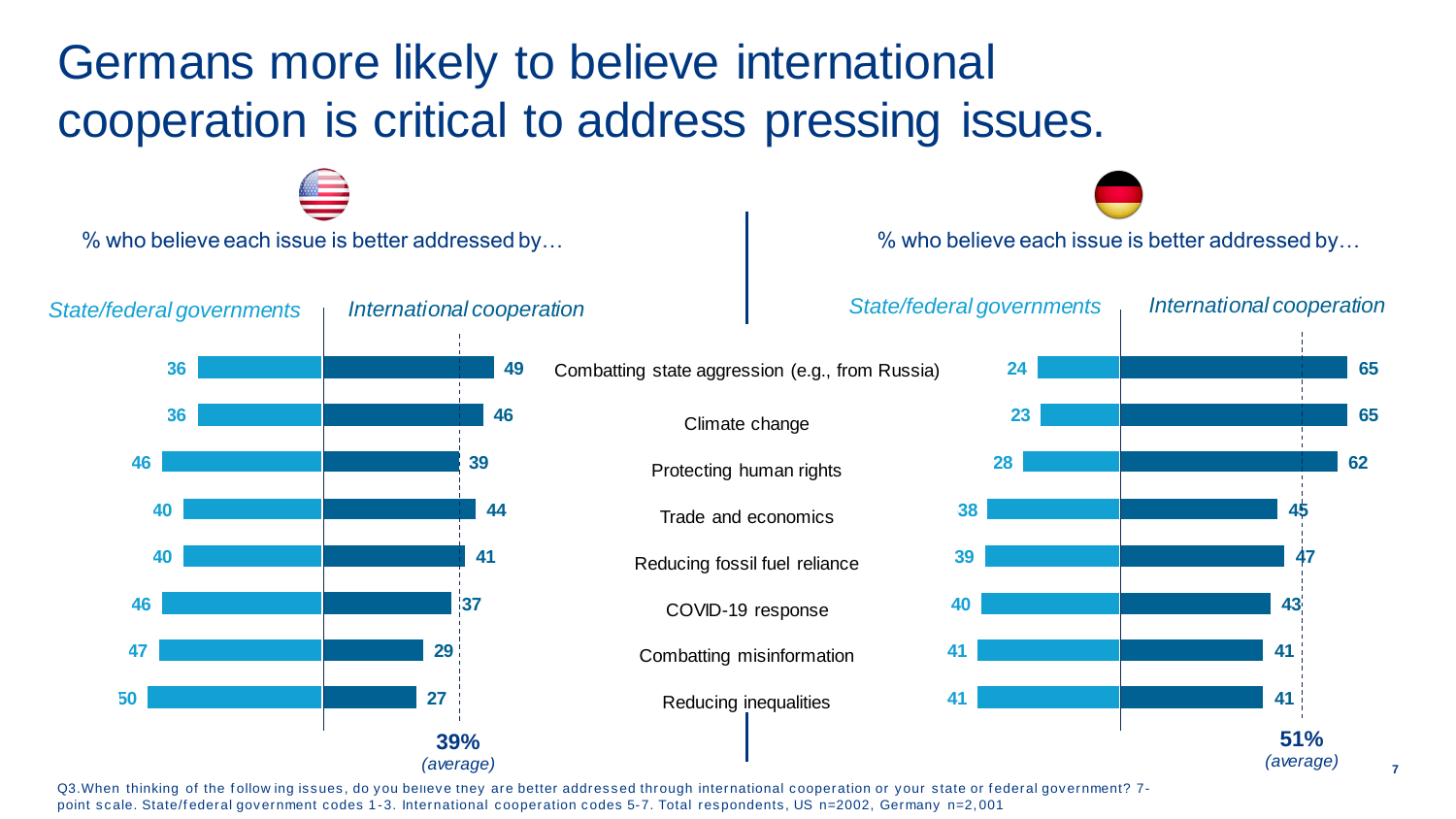# Germans more likely to believe international cooperation is critical to address pressing issues.

% who believe each issue is better addressed by…

| Issue | US: State/federal governments | US: International cooperation | Germany: State/federal governments | Germany: International cooperation |
| --- | --- | --- | --- | --- |
| Combatting state aggression (e.g., from Russia) | 36 | 49 | 24 | 65 |
| Climate change | 36 | 46 | 23 | 65 |
| Protecting human rights | 46 | 39 | 28 | 62 |
| Trade and economics | 40 | 44 | 38 | 45 |
| Reducing fossil fuel reliance | 40 | 41 | 39 | 47 |
| COVID-19 response | 46 | 37 | 40 | 43 |
| Combatting misinformation | 47 | 29 | 41 | 41 |
| Reducing inequalities | 50 | 27 | 41 | 41 |
| **Average (International cooperation)** | | **39%** | | **51%** |

Q3.When thinking of the following issues, do you believe they are better addressed through international cooperation or your state or federal government? 7-point scale. State/federal government codes 1-3. International cooperation codes 5-7. Total respondents, US n=2002, Germany n=2,001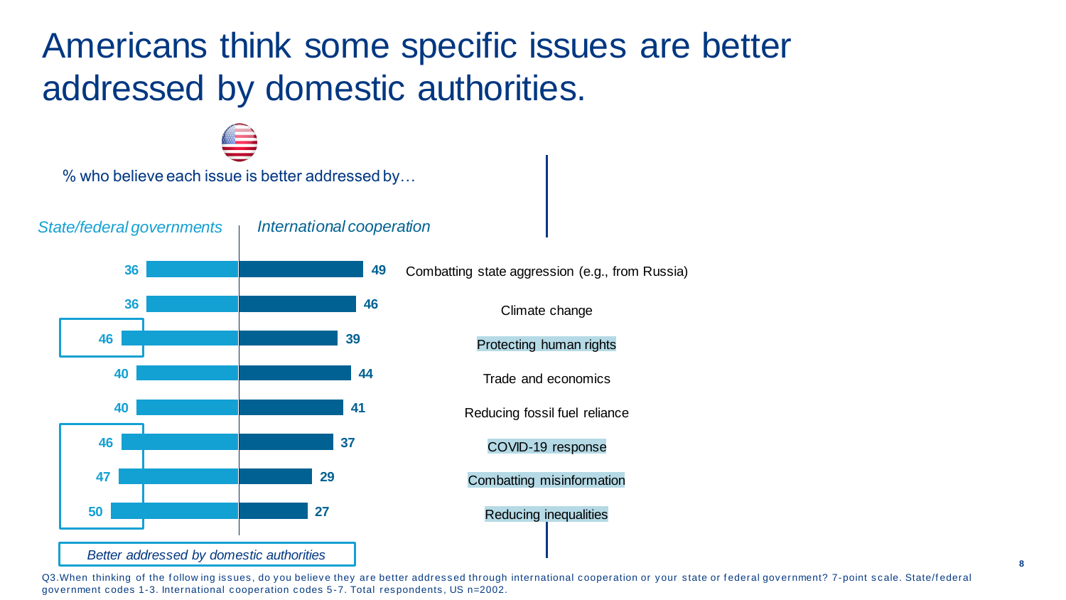# Americans think some specific issues are better addressed by domestic authorities.

% who believe each issue is better addressed by…

| Issue | *State/federal governments* | *International cooperation* |
| --- | --- | --- |
| Combatting state aggression (e.g., from Russia) | 36 | 49 |
| Climate change | 36 | 46 |
| Protecting human rights | 46 | 39 |
| Trade and economics | 40 | 44 |
| Reducing fossil fuel reliance | 40 | 41 |
| COVID-19 response | 46 | 37 |
| Combatting misinformation | 47 | 29 |
| Reducing inequalities | 50 | 27 |

*Better addressed by domestic authorities*

Q3.When thinking of the following issues, do you believe they are better addressed through international cooperation or your state or federal government? 7-point scale. State/federal government codes 1-3. International cooperation codes 5-7. Total respondents, US n=2002.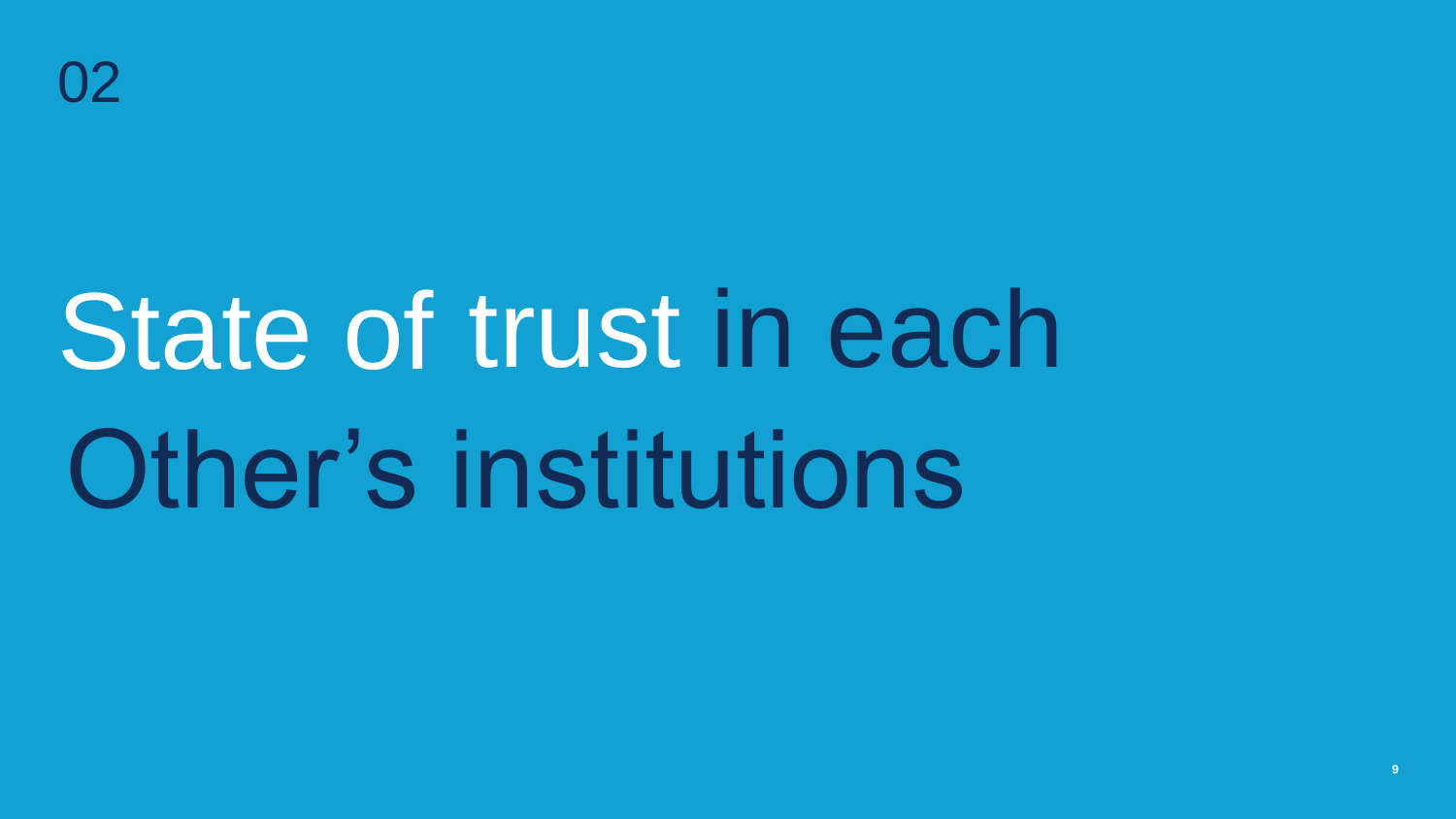02

# State of trust in each Other's institutions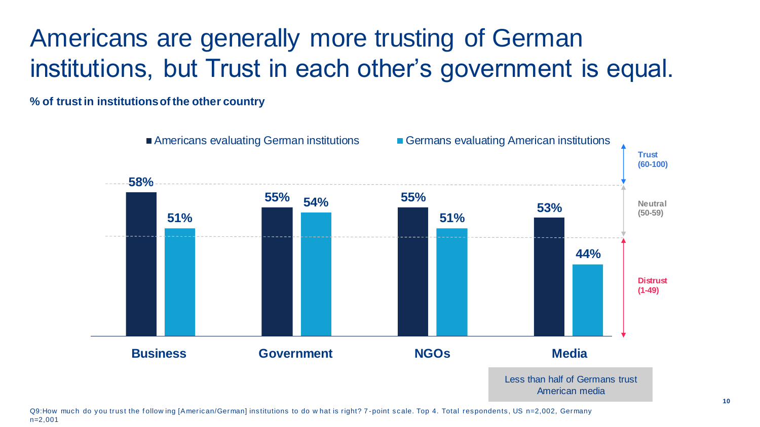# Americans are generally more trusting of German institutions, but Trust in each other's government is equal.

**% of trust in institutions of the other country**

| | Americans evaluating German institutions | Germans evaluating American institutions |
|---|---|---|
| **Business** | 58% | 51% |
| **Government** | 55% | 54% |
| **NGOs** | 55% | 51% |
| **Media** | 53% | 44% |

**Trust (60-100)**

**Neutral (50-59)**

**Distrust (1-49)**

Less than half of Germans trust American media

Q9: How much do you trust the following [American/German] institutions to do what is right? 7-point scale. Top 4. Total respondents, US n=2,002, Germany n=2,001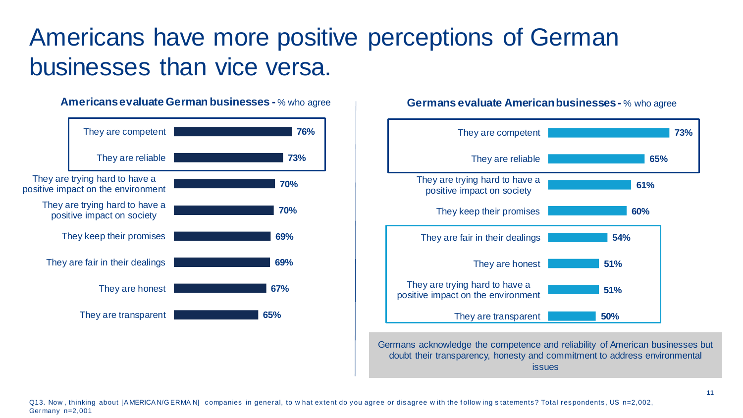# Americans have more positive perceptions of German businesses than vice versa.

**Americans evaluate German businesses -** % who agree

| Statement | % who agree |
| --- | --- |
| They are competent | 76% |
| They are reliable | 73% |
| They are trying hard to have a positive impact on the environment | 70% |
| They are trying hard to have a positive impact on society | 70% |
| They keep their promises | 69% |
| They are fair in their dealings | 69% |
| They are honest | 67% |
| They are transparent | 65% |

**Germans evaluate American businesses -** % who agree

| Statement | % who agree |
| --- | --- |
| They are competent | 73% |
| They are reliable | 65% |
| They are trying hard to have a positive impact on society | 61% |
| They keep their promises | 60% |
| They are fair in their dealings | 54% |
| They are honest | 51% |
| They are trying hard to have a positive impact on the environment | 51% |
| They are transparent | 50% |

Germans acknowledge the competence and reliability of American businesses but doubt their transparency, honesty and commitment to address environmental issues

Q13. Now, thinking about [AMERICAN/GERMAN] companies in general, to what extent do you agree or disagree with the following statements? Total respondents, US n=2,002, Germany n=2,001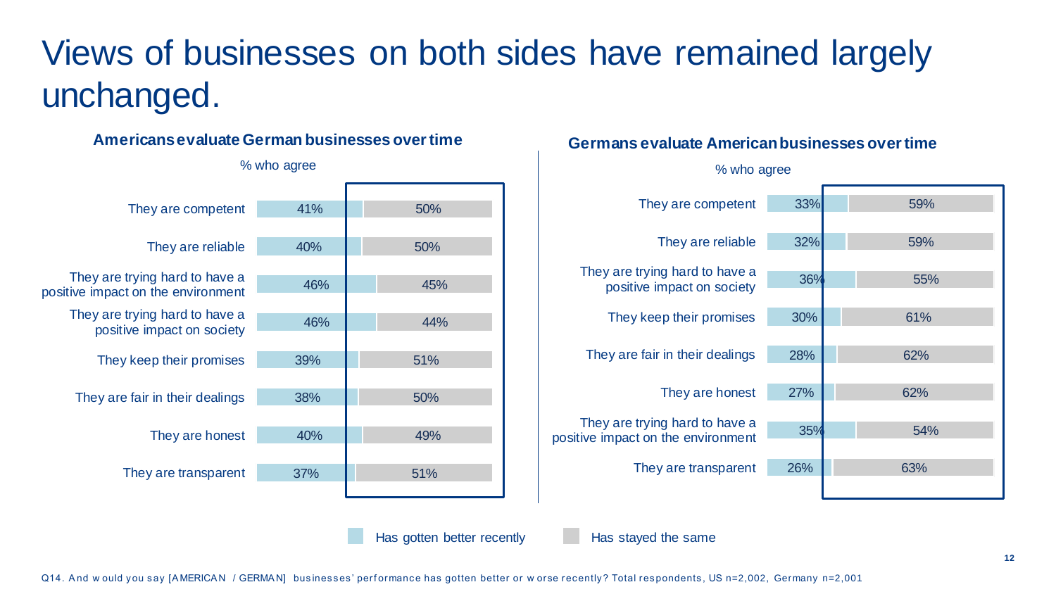# Views of businesses on both sides have remained largely unchanged.

### Americans evaluate German businesses over time

% who agree

| Statement | Has gotten better recently | Has stayed the same |
| --- | --- | --- |
| They are competent | 41% | 50% |
| They are reliable | 40% | 50% |
| They are trying hard to have a positive impact on the environment | 46% | 45% |
| They are trying hard to have a positive impact on society | 46% | 44% |
| They keep their promises | 39% | 51% |
| They are fair in their dealings | 38% | 50% |
| They are honest | 40% | 49% |
| They are transparent | 37% | 51% |

### Germans evaluate American businesses over time

% who agree

| Statement | Has gotten better recently | Has stayed the same |
| --- | --- | --- |
| They are competent | 33% | 59% |
| They are reliable | 32% | 59% |
| They are trying hard to have a positive impact on society | 36% | 55% |
| They keep their promises | 30% | 61% |
| They are fair in their dealings | 28% | 62% |
| They are honest | 27% | 62% |
| They are trying hard to have a positive impact on the environment | 35% | 54% |
| They are transparent | 26% | 63% |

Q14. And would you say [AMERICAN / GERMAN] businesses' performance has gotten better or worse recently? Total respondents, US n=2,002, Germany n=2,001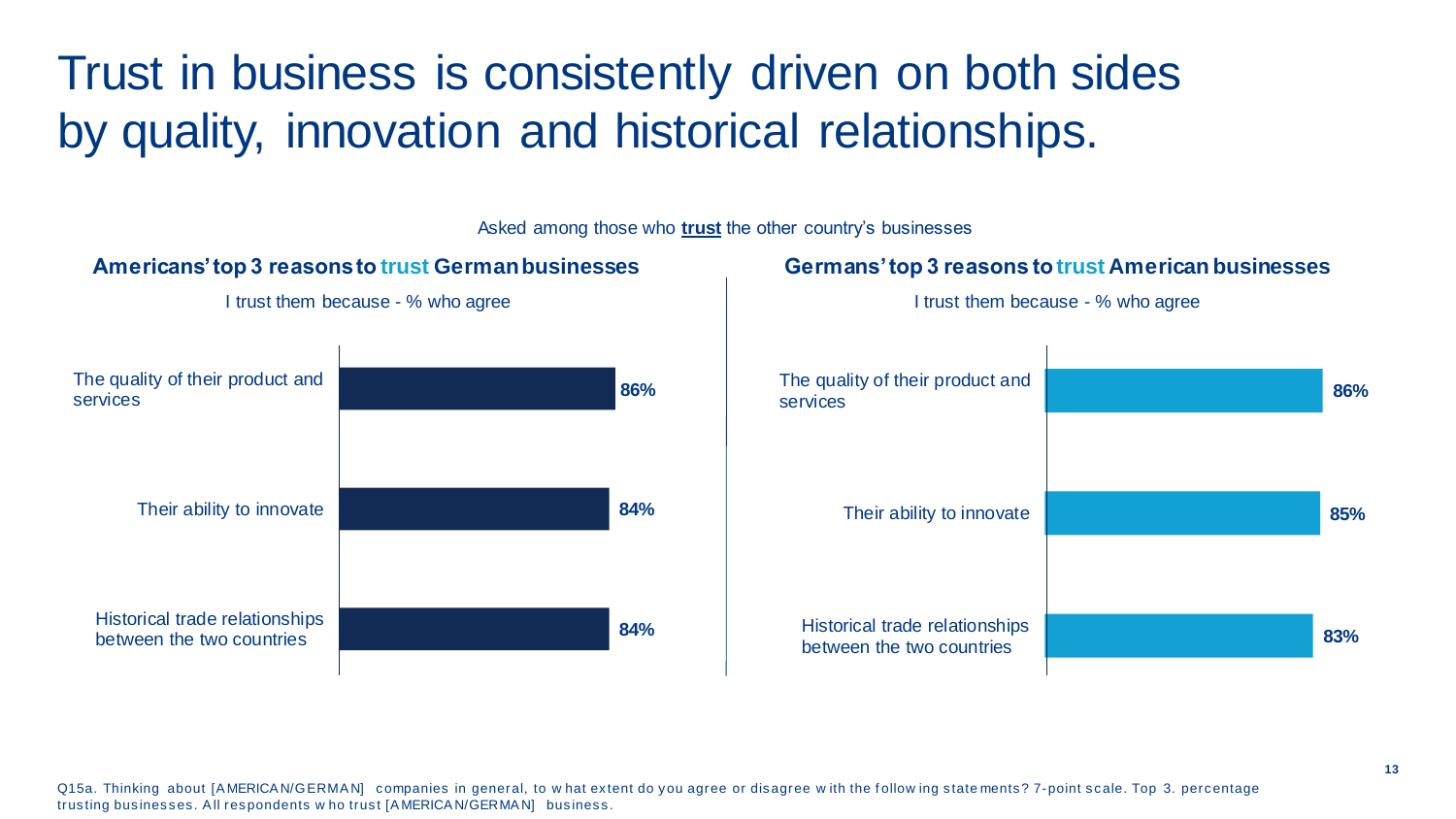# Trust in business is consistently driven on both sides by quality, innovation and historical relationships.

Asked among those who **trust** the other country's businesses

### Americans' top 3 reasons to trust German businesses

I trust them because - % who agree

| Reason | % who agree |
|---|---|
| The quality of their product and services | 86% |
| Their ability to innovate | 84% |
| Historical trade relationships between the two countries | 84% |

### Germans' top 3 reasons to trust American businesses

I trust them because - % who agree

| Reason | % who agree |
|---|---|
| The quality of their product and services | 86% |
| Their ability to innovate | 85% |
| Historical trade relationships between the two countries | 83% |

Q15a. Thinking about [AMERICAN/GERMAN] companies in general, to what extent do you agree or disagree with the following statements? 7-point scale. Top 3. percentage trusting businesses. All respondents who trust [AMERICAN/GERMAN] business.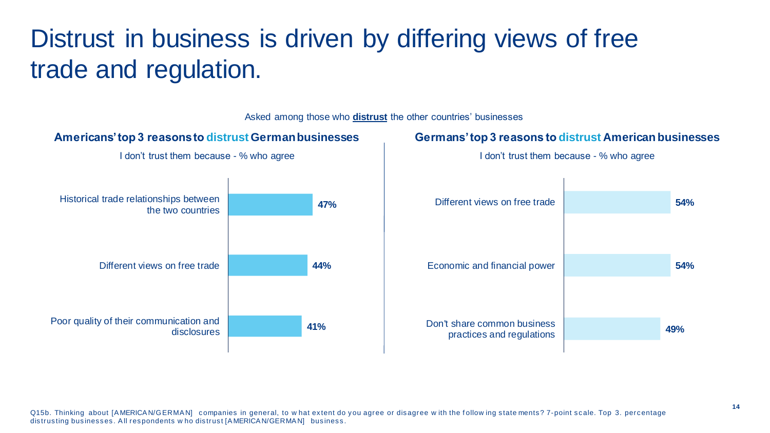# Distrust in business is driven by differing views of free trade and regulation.

Asked among those who **distrust** the other countries' businesses

### Americans' top 3 reasons to distrust German businesses

I don't trust them because - % who agree

| Reason | % who agree |
| --- | --- |
| Historical trade relationships between the two countries | **47%** |
| Different views on free trade | **44%** |
| Poor quality of their communication and disclosures | **41%** |

### Germans' top 3 reasons to distrust American businesses

I don't trust them because - % who agree

| Reason | % who agree |
| --- | --- |
| Different views on free trade | **54%** |
| Economic and financial power | **54%** |
| Don't share common business practices and regulations | **49%** |

Q15b. Thinking about [AMERICAN/GERMAN] companies in general, to what extent do you agree or disagree with the following statements? 7-point scale. Top 3. percentage distrusting businesses. All respondents who distrust [AMERICAN/GERMAN] business.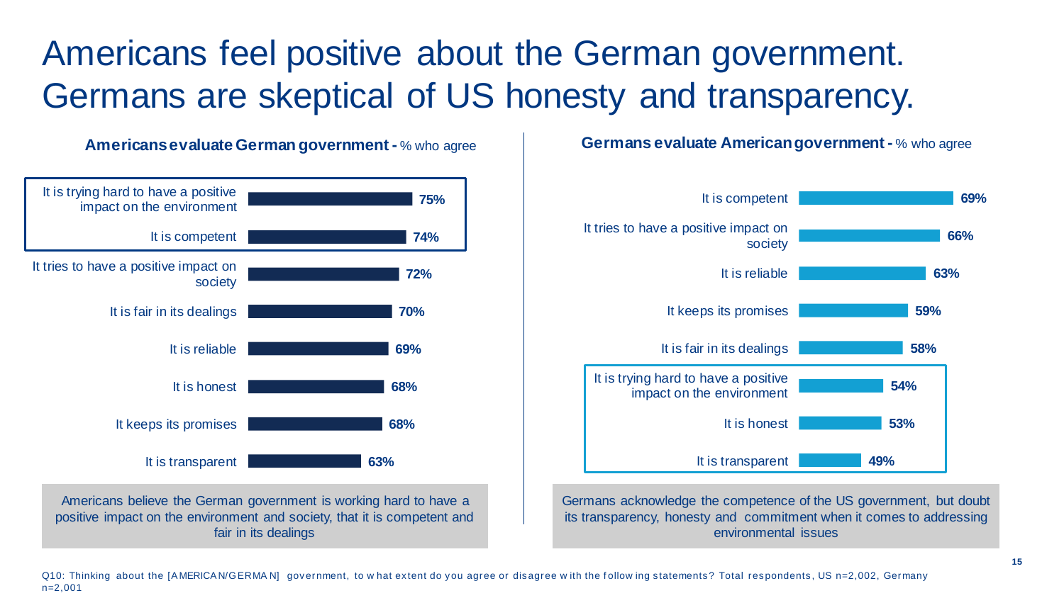# Americans feel positive about the German government. Germans are skeptical of US honesty and transparency.

**Americans evaluate German government -** % who agree

| Statement | % who agree |
|---|---|
| It is trying hard to have a positive impact on the environment | 75% |
| It is competent | 74% |
| It tries to have a positive impact on society | 72% |
| It is fair in its dealings | 70% |
| It is reliable | 69% |
| It is honest | 68% |
| It keeps its promises | 68% |
| It is transparent | 63% |

Americans believe the German government is working hard to have a positive impact on the environment and society, that it is competent and fair in its dealings

**Germans evaluate American government -** % who agree

| Statement | % who agree |
|---|---|
| It is competent | 69% |
| It tries to have a positive impact on society | 66% |
| It is reliable | 63% |
| It keeps its promises | 59% |
| It is fair in its dealings | 58% |
| It is trying hard to have a positive impact on the environment | 54% |
| It is honest | 53% |
| It is transparent | 49% |

Germans acknowledge the competence of the US government, but doubt its transparency, honesty and commitment when it comes to addressing environmental issues

Q10: Thinking about the [AMERICAN/GERMAN] government, to what extent do you agree or disagree with the following statements? Total respondents, US n=2,002, Germany n=2,001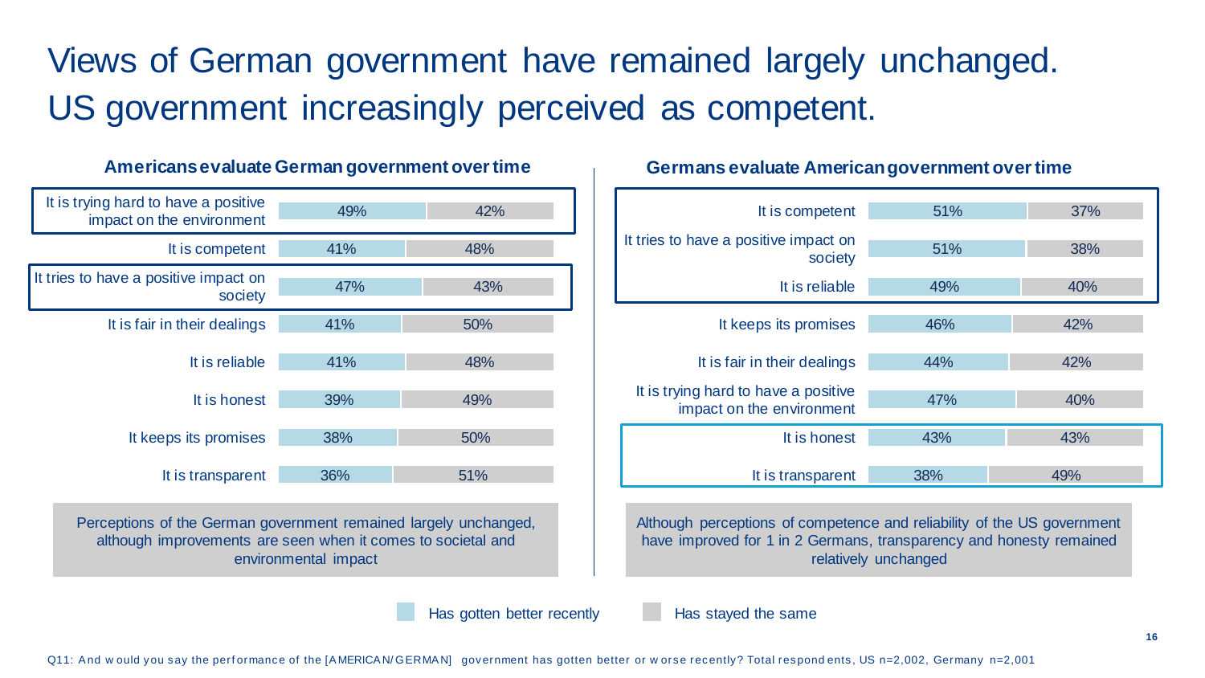# Views of German government have remained largely unchanged. US government increasingly perceived as competent.

### Americans evaluate German government over time

| Statement | Has gotten better recently | Has stayed the same |
|---|---|---|
| It is trying hard to have a positive impact on the environment | 49% | 42% |
| It is competent | 41% | 48% |
| It tries to have a positive impact on society | 47% | 43% |
| It is fair in their dealings | 41% | 50% |
| It is reliable | 41% | 48% |
| It is honest | 39% | 49% |
| It keeps its promises | 38% | 50% |
| It is transparent | 36% | 51% |

Perceptions of the German government remained largely unchanged, although improvements are seen when it comes to societal and environmental impact

### Germans evaluate American government over time

| Statement | Has gotten better recently | Has stayed the same |
|---|---|---|
| It is competent | 51% | 37% |
| It tries to have a positive impact on society | 51% | 38% |
| It is reliable | 49% | 40% |
| It keeps its promises | 46% | 42% |
| It is fair in their dealings | 44% | 42% |
| It is trying hard to have a positive impact on the environment | 47% | 40% |
| It is honest | 43% | 43% |
| It is transparent | 38% | 49% |

Although perceptions of competence and reliability of the US government have improved for 1 in 2 Germans, transparency and honesty remained relatively unchanged

Has gotten better recently | Has stayed the same

Q11: And would you say the performance of the [AMERICAN/GERMAN] government has gotten better or worse recently? Total respondents, US n=2,002, Germany n=2,001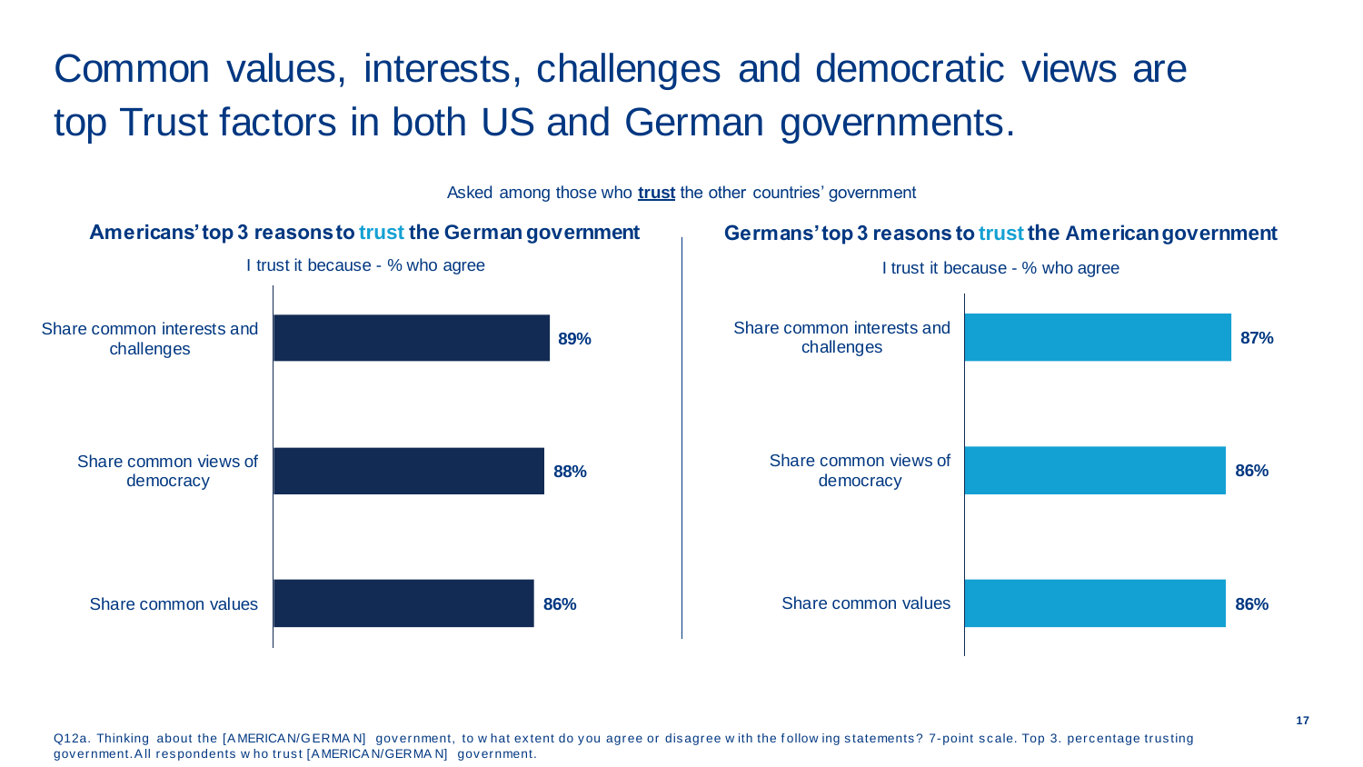# Common values, interests, challenges and democratic views are top Trust factors in both US and German governments.

Asked among those who **trust** the other countries' government

## Americans' top 3 reasons to trust the German government

I trust it because - % who agree

| Reason | % |
| --- | --- |
| Share common interests and challenges | 89% |
| Share common views of democracy | 88% |
| Share common values | 86% |

## Germans' top 3 reasons to trust the American government

I trust it because - % who agree

| Reason | % |
| --- | --- |
| Share common interests and challenges | 87% |
| Share common views of democracy | 86% |
| Share common values | 86% |

Q12a. Thinking about the [AMERICAN/GERMAN] government, to what extent do you agree or disagree with the following statements? 7-point scale. Top 3. percentage trusting government. All respondents who trust [AMERICAN/GERMAN] government.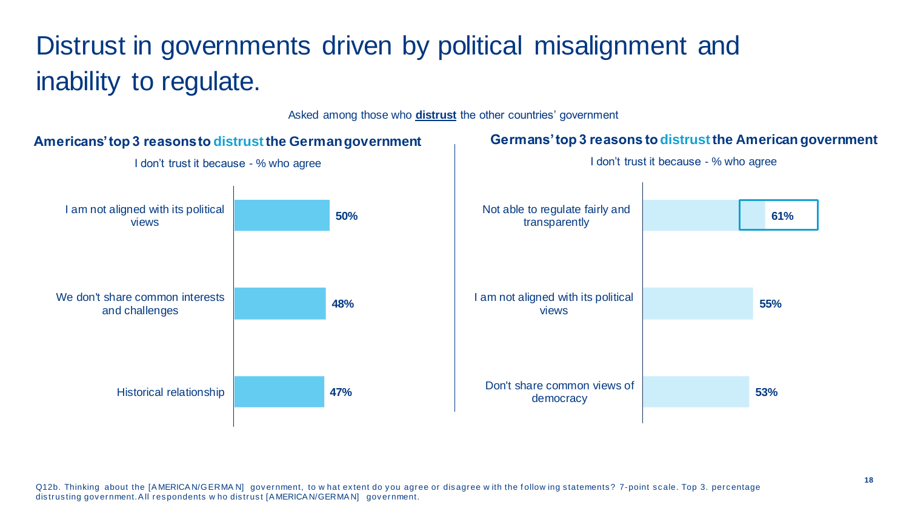# Distrust in governments driven by political misalignment and inability to regulate.

Asked among those who **distrust** the other countries' government

## Americans' top 3 reasons to distrust the German government

I don't trust it because - % who agree

| Reason | % who agree |
|---|---|
| I am not aligned with its political views | 50% |
| We don't share common interests and challenges | 48% |
| Historical relationship | 47% |

## Germans' top 3 reasons to distrust the American government

I don't trust it because - % who agree

| Reason | % who agree |
|---|---|
| Not able to regulate fairly and transparently | 61% |
| I am not aligned with its political views | 55% |
| Don't share common views of democracy | 53% |

Q12b. Thinking about the [AMERICAN/GERMAN] government, to what extent do you agree or disagree with the following statements? 7-point scale. Top 3. percentage distrusting government. All respondents who distrust [AMERICAN/GERMAN] government.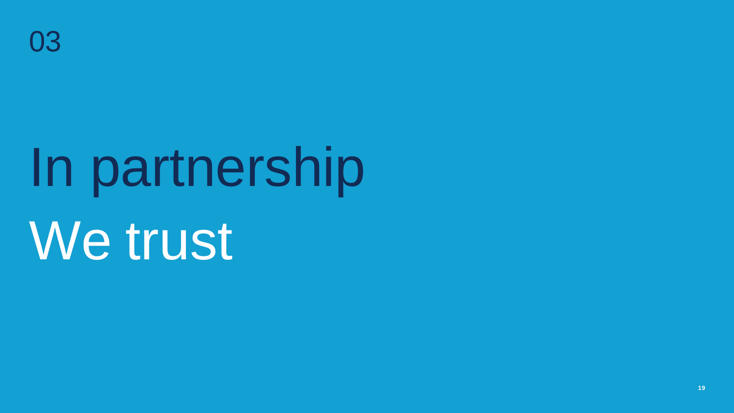03

# In partnership
# We trust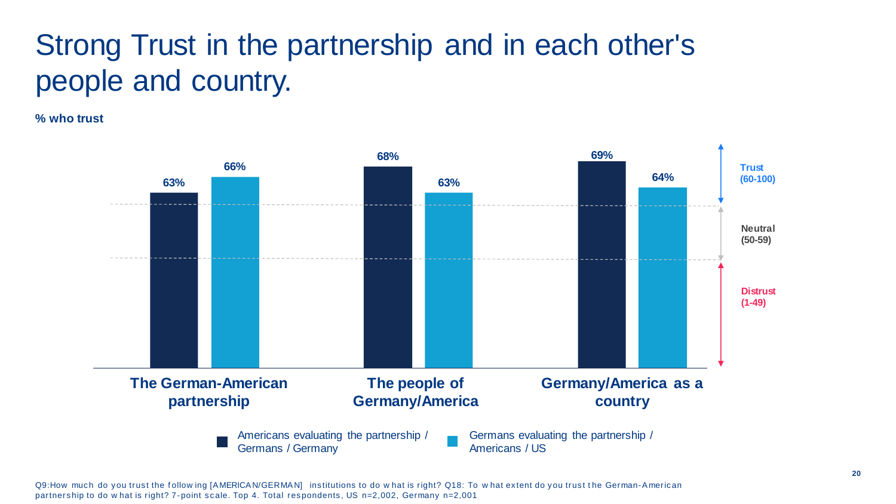# Strong Trust in the partnership and in each other's people and country.

**% who trust**

| | Americans evaluating the partnership / Germans / Germany | Germans evaluating the partnership / Americans / US |
|---|---|---|
| The German-American partnership | 63% | 66% |
| The people of Germany/America | 68% | 63% |
| Germany/America as a country | 69% | 64% |

Trust (60-100)

Neutral (50-59)

Distrust (1-49)

Q9:How much do you trust the following [AMERICAN/GERMAN] institutions to do what is right? Q18: To what extent do you trust the German-American partnership to do what is right? 7-point scale. Top 4. Total respondents, US n=2,002, Germany n=2,001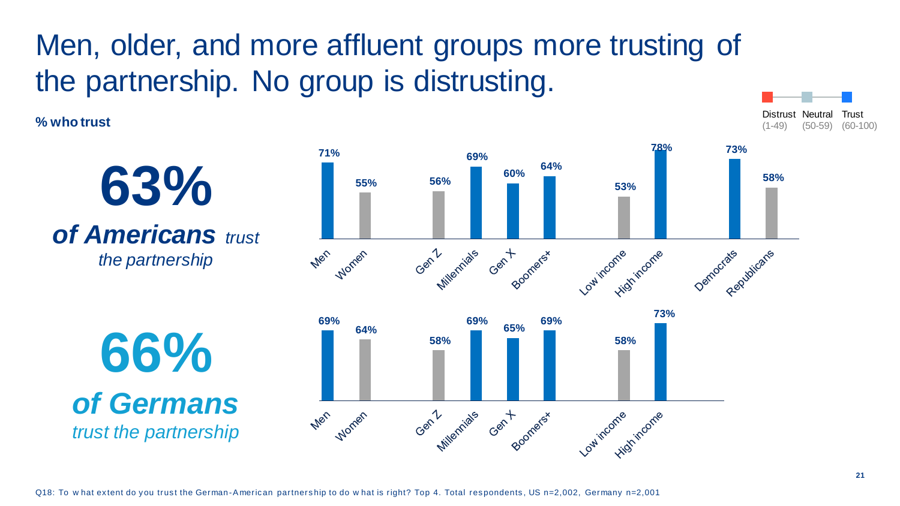# Men, older, and more affluent groups more trusting of the partnership. No group is distrusting.

**% who trust**

Distrust (1-49) | Neutral (50-59) | Trust (60-100)

**63%**

***of Americans*** *trust the partnership*

| Men | Women | Gen Z | Millennials | Gen X | Boomers+ | Low income | High income | Democrats | Republicans |
|---|---|---|---|---|---|---|---|---|---|
| 71% | 55% | 56% | 69% | 60% | 64% | 53% | 78% | 73% | 58% |

**66%**

***of Germans*** *trust the partnership*

| Men | Women | Gen Z | Millennials | Gen X | Boomers+ | Low income | High income |
|---|---|---|---|---|---|---|---|
| 69% | 64% | 58% | 69% | 65% | 69% | 58% | 73% |

Q18: To what extent do you trust the German-American partnership to do what is right? Top 4. Total respondents, US n=2,002, Germany n=2,001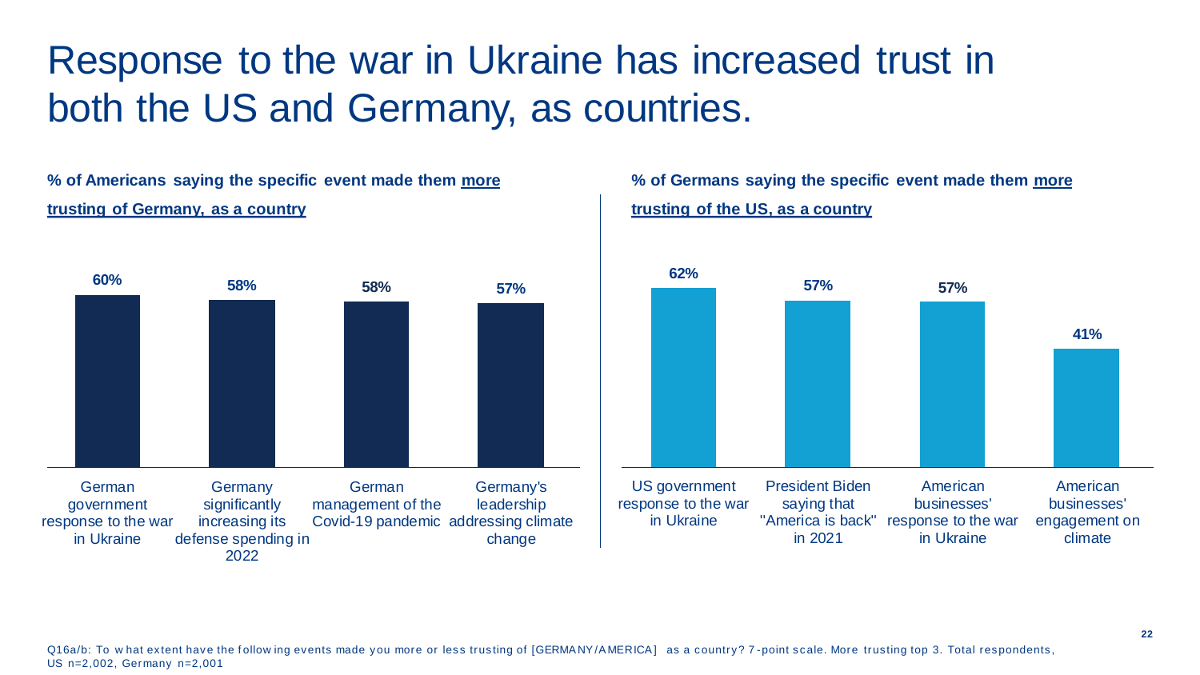# Response to the war in Ukraine has increased trust in both the US and Germany, as countries.

**% of Americans saying the specific event made them more trusting of Germany, as a country**

| Event | % |
| --- | --- |
| German government response to the war in Ukraine | 60% |
| Germany significantly increasing its defense spending in 2022 | 58% |
| German management of the Covid-19 pandemic | 58% |
| Germany's leadership addressing climate change | 57% |

**% of Germans saying the specific event made them more trusting of the US, as a country**

| Event | % |
| --- | --- |
| US government response to the war in Ukraine | 62% |
| President Biden saying that "America is back" in 2021 | 57% |
| American businesses' response to the war in Ukraine | 57% |
| American businesses' engagement on climate | 41% |

Q16a/b: To what extent have the following events made you more or less trusting of [GERMANY/AMERICA] as a country? 7-point scale. More trusting top 3. Total respondents, US n=2,002, Germany n=2,001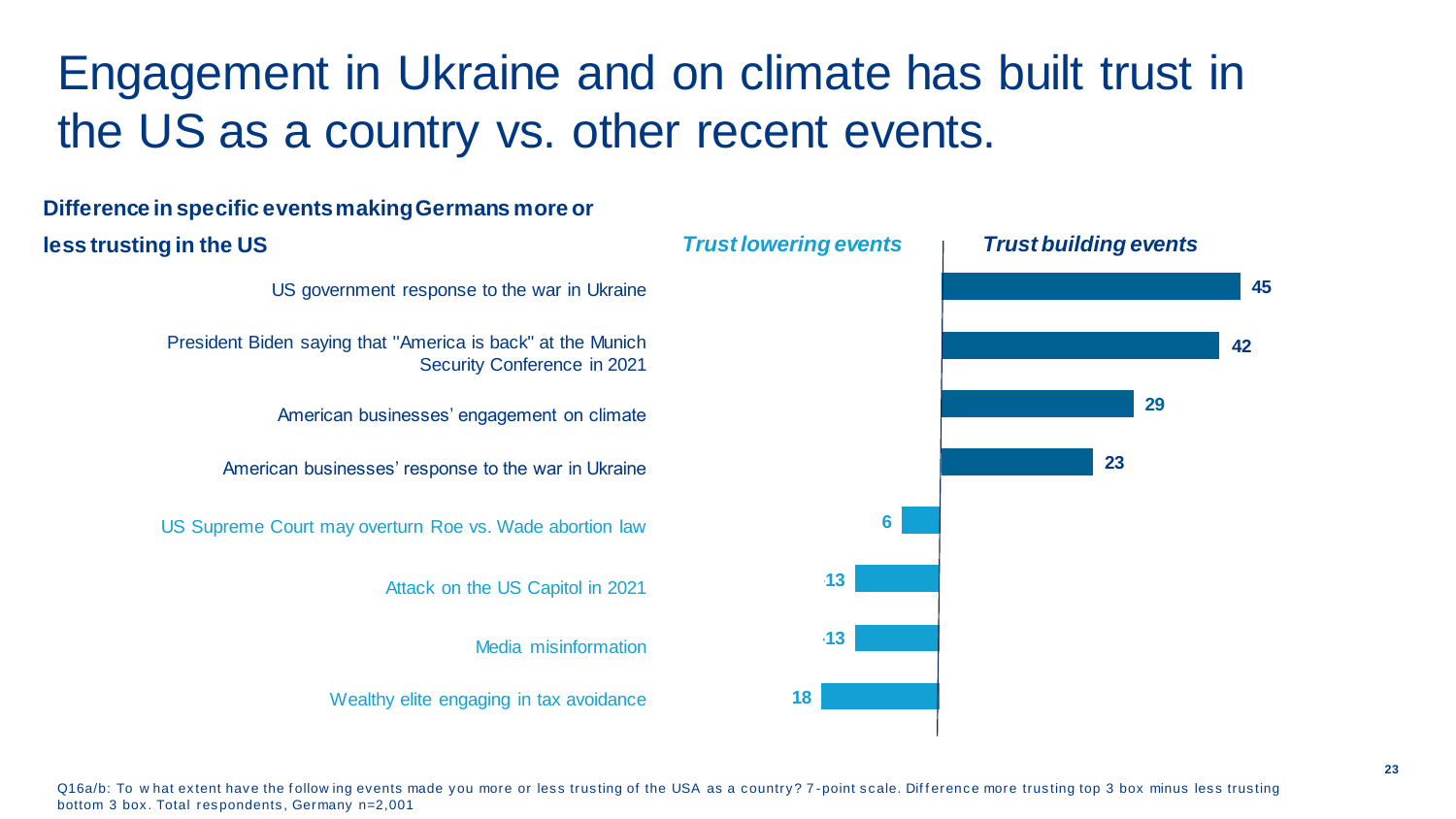# Engagement in Ukraine and on climate has built trust in the US as a country vs. other recent events.

**Difference in specific events making Germans more or less trusting in the US**

| Event | *Trust lowering events* | *Trust building events* |
|---|---|---|
| US government response to the war in Ukraine | | 45 |
| President Biden saying that "America is back" at the Munich Security Conference in 2021 | | 42 |
| American businesses' engagement on climate | | 29 |
| American businesses' response to the war in Ukraine | | 23 |
| US Supreme Court may overturn Roe vs. Wade abortion law | 6 | |
| Attack on the US Capitol in 2021 | -13 | |
| Media misinformation | -13 | |
| Wealthy elite engaging in tax avoidance | 18 | |

Q16a/b: To what extent have the following events made you more or less trusting of the USA as a country? 7-point scale. Difference more trusting top 3 box minus less trusting bottom 3 box. Total respondents, Germany n=2,001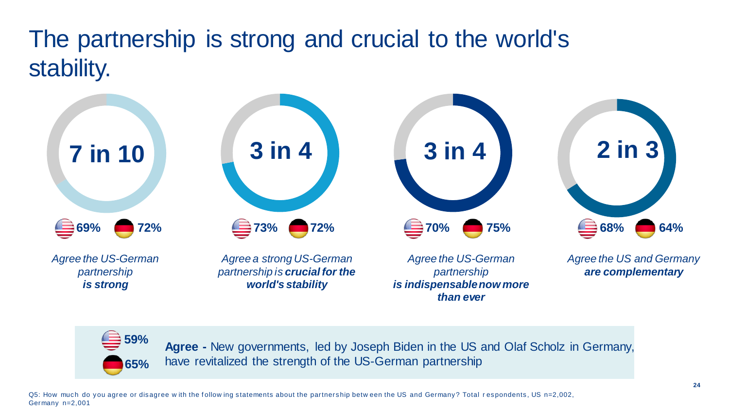# The partnership is strong and crucial to the world's stability.

**7 in 10**

US **69%** | Germany **72%**

*Agree the US-German partnership **is strong***

**3 in 4**

US **73%** | Germany **72%**

*Agree a strong US-German partnership is **crucial for the world's stability***

**3 in 4**

US **70%** | Germany **75%**

*Agree the US-German partnership **is indispensable now more than ever***

**2 in 3**

US **68%** | Germany **64%**

*Agree the US and Germany **are complementary***

US **59%** | Germany **65%**

**Agree -** New governments, led by Joseph Biden in the US and Olaf Scholz in Germany, have revitalized the strength of the US-German partnership

Q5: How much do you agree or disagree with the following statements about the partnership between the US and Germany? Total respondents, US n=2,002, Germany n=2,001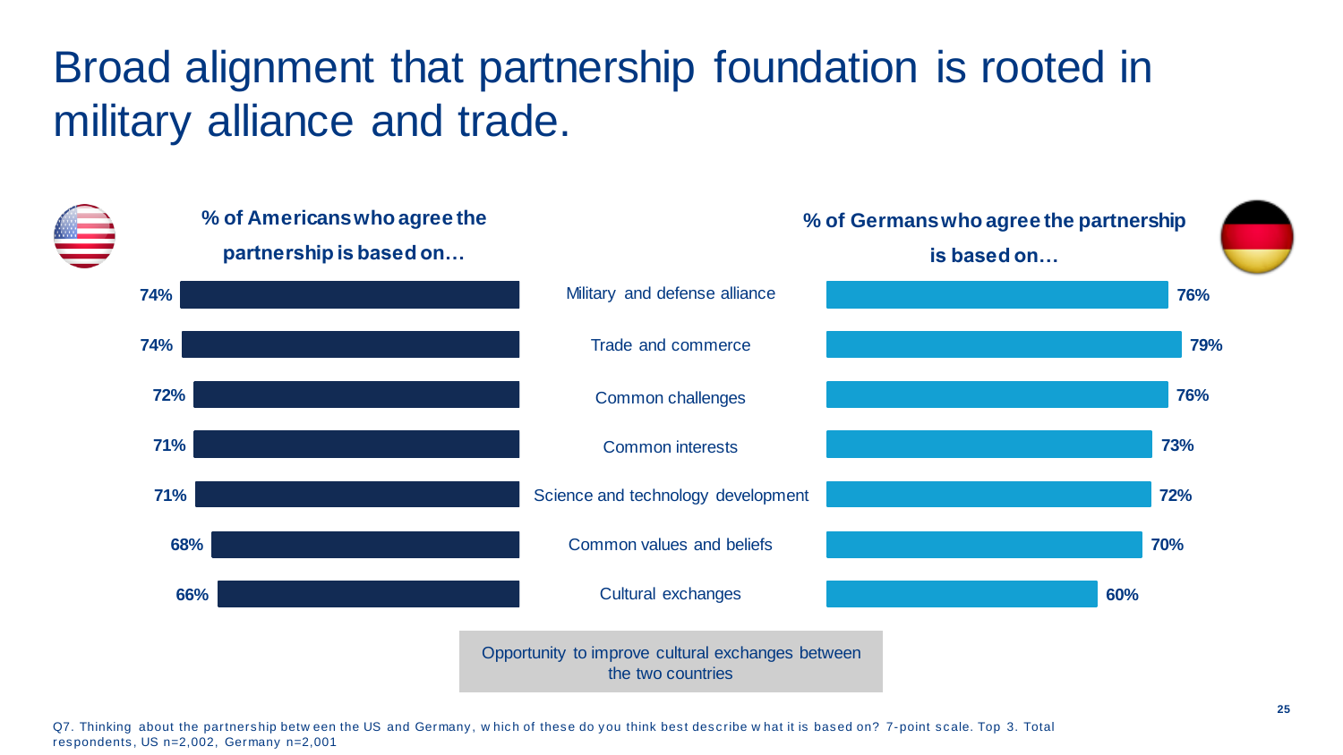# Broad alignment that partnership foundation is rooted in military alliance and trade.

| % of Americans who agree the partnership is based on… | | % of Germans who agree the partnership is based on… |
|---|---|---|
| 74% | Military and defense alliance | 76% |
| 74% | Trade and commerce | 79% |
| 72% | Common challenges | 76% |
| 71% | Common interests | 73% |
| 71% | Science and technology development | 72% |
| 68% | Common values and beliefs | 70% |
| 66% | Cultural exchanges | 60% |

Opportunity to improve cultural exchanges between the two countries

Q7. Thinking about the partnership between the US and Germany, which of these do you think best describe what it is based on? 7-point scale. Top 3. Total respondents, US n=2,002, Germany n=2,001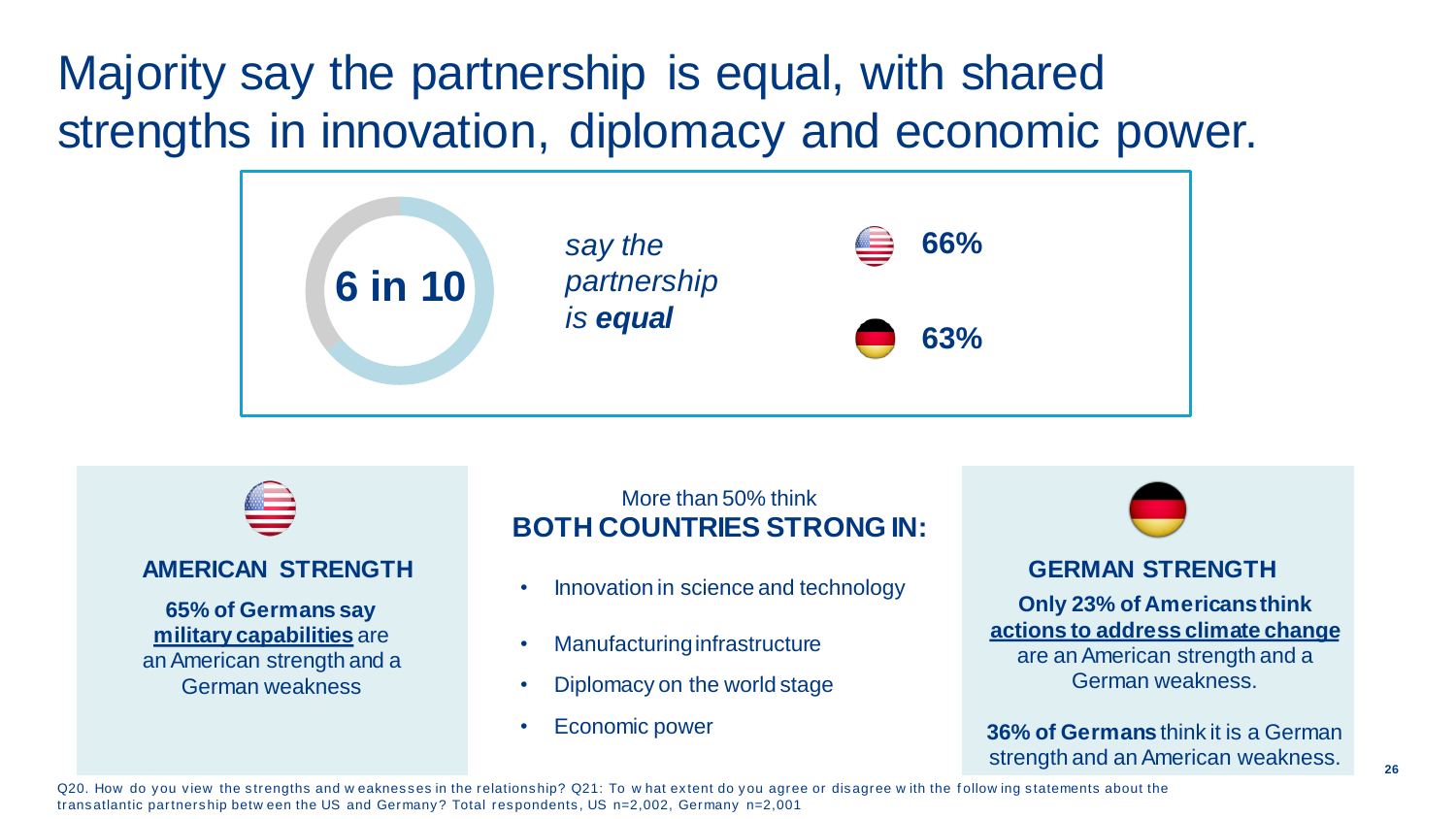# Majority say the partnership is equal, with shared strengths in innovation, diplomacy and economic power.

**6 in 10** *say the partnership is* ***equal***

- US: **66%**
- Germany: **63%**

### AMERICAN STRENGTH

**65% of Germans say** **military capabilities** are an American strength and a German weakness

More than 50% think
### BOTH COUNTRIES STRONG IN:

- Innovation in science and technology
- Manufacturing infrastructure
- Diplomacy on the world stage
- Economic power

### GERMAN STRENGTH

**Only 23% of Americans think** **actions to address climate change** are an American strength and a German weakness.

**36% of Germans** think it is a German strength and an American weakness.

Q20. How do you view the strengths and weaknesses in the relationship? Q21: To what extent do you agree or disagree with the following statements about the transatlantic partnership between the US and Germany? Total respondents, US n=2,002, Germany n=2,001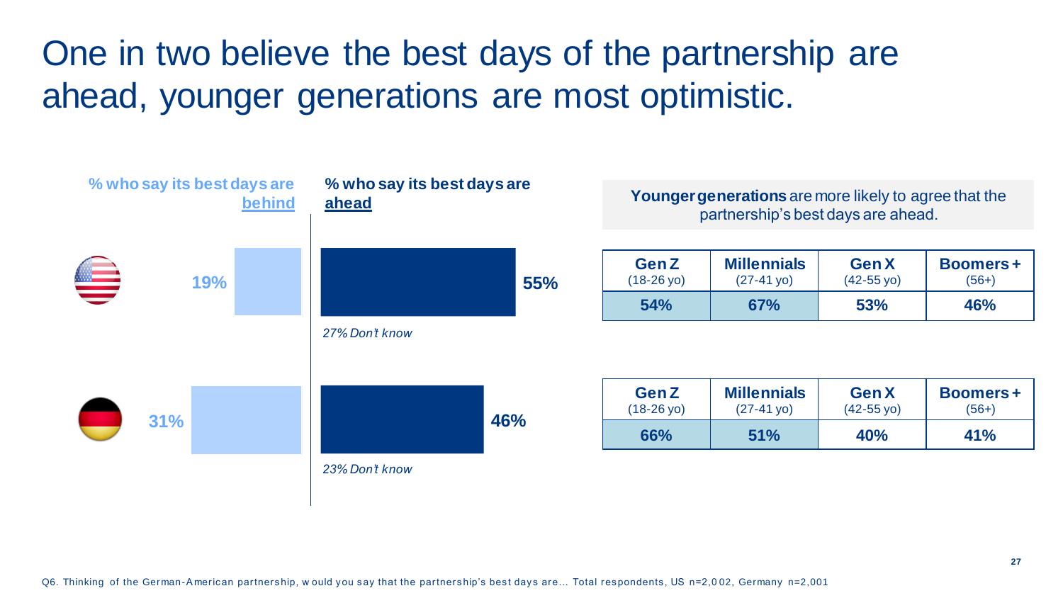# One in two believe the best days of the partnership are ahead, younger generations are most optimistic.

| | % who say its best days are **behind** | % who say its best days are **ahead** | Don't know |
|---|---|---|---|
| US | 19% | 55% | *27% Don't know* |
| Germany | 31% | 46% | *23% Don't know* |

**Younger generations** are more likely to agree that the partnership's best days are ahead.

| | **Gen Z** (18-26 yo) | **Millennials** (27-41 yo) | **Gen X** (42-55 yo) | **Boomers +** (56+) |
|---|---|---|---|---|
| US | **54%** | **67%** | **53%** | **46%** |
| Germany | **66%** | **51%** | **40%** | **41%** |

Q6. Thinking of the German-American partnership, would you say that the partnership's best days are... Total respondents, US n=2,002, Germany n=2,001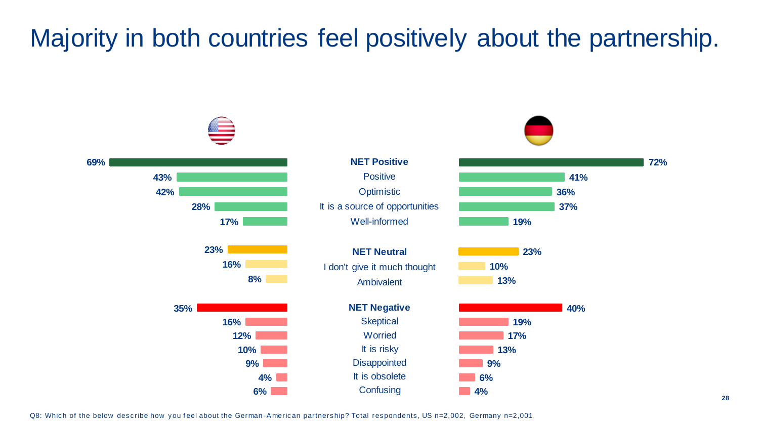# Majority in both countries feel positively about the partnership.

| US | | Germany |
|---|---|---|
| 69% | **NET Positive** | 72% |
| 43% | Positive | 41% |
| 42% | Optimistic | 36% |
| 28% | It is a source of opportunities | 37% |
| 17% | Well-informed | 19% |
| 23% | **NET Neutral** | 23% |
| 16% | I don't give it much thought | 10% |
| 8% | Ambivalent | 13% |
| 35% | **NET Negative** | 40% |
| 16% | Skeptical | 19% |
| 12% | Worried | 17% |
| 10% | It is risky | 13% |
| 9% | Disappointed | 9% |
| 4% | It is obsolete | 6% |
| 6% | Confusing | 4% |

Q8: Which of the below describe how you feel about the German-American partnership? Total respondents, US n=2,002, Germany n=2,001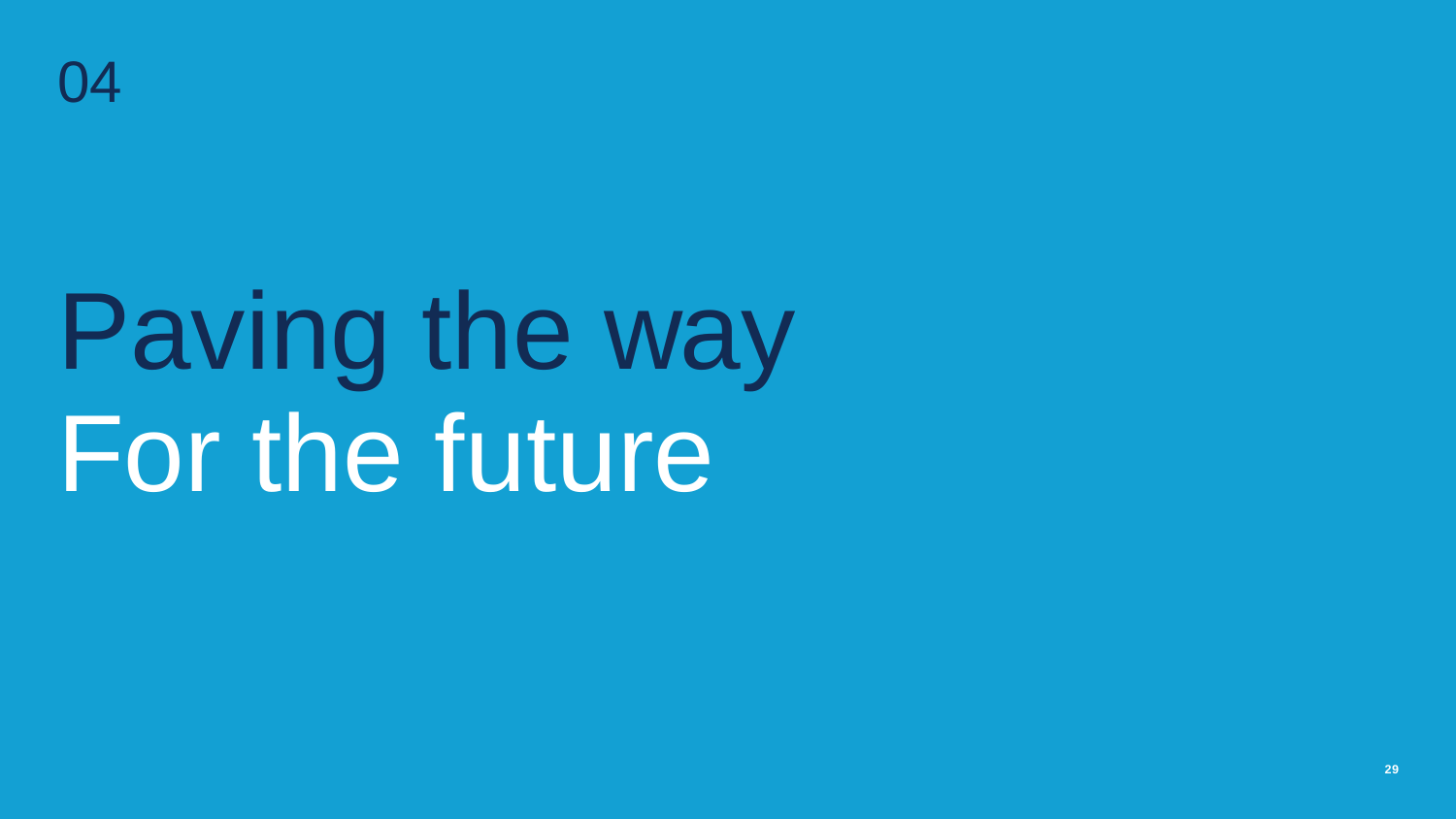04

# Paving the way For the future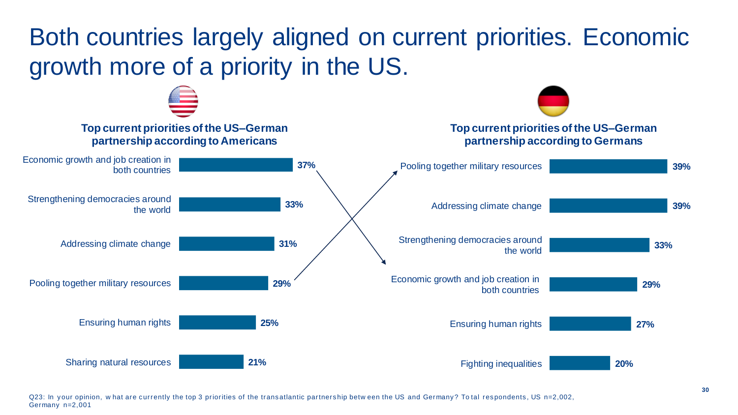# Both countries largely aligned on current priorities. Economic growth more of a priority in the US.

**Top current priorities of the US–German partnership according to Americans**

| Priority | % |
|---|---|
| Economic growth and job creation in both countries | 37% |
| Strengthening democracies around the world | 33% |
| Addressing climate change | 31% |
| Pooling together military resources | 29% |
| Ensuring human rights | 25% |
| Sharing natural resources | 21% |

**Top current priorities of the US–German partnership according to Germans**

| Priority | % |
|---|---|
| Pooling together military resources | 39% |
| Addressing climate change | 39% |
| Strengthening democracies around the world | 33% |
| Economic growth and job creation in both countries | 29% |
| Ensuring human rights | 27% |
| Fighting inequalities | 20% |

Q23: In your opinion, what are currently the top 3 priorities of the transatlantic partnership between the US and Germany? Total respondents, US n=2,002, Germany n=2,001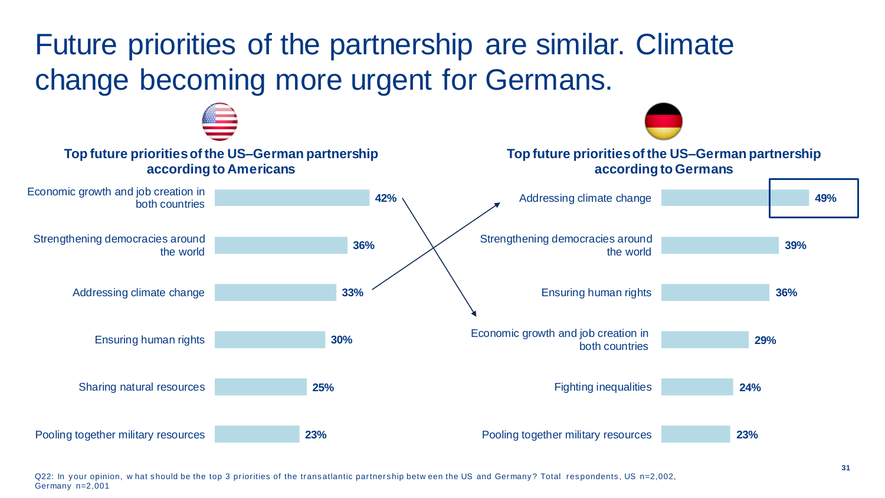# Future priorities of the partnership are similar. Climate change becoming more urgent for Germans.

**Top future priorities of the US–German partnership according to Americans**

| Priority | % |
|---|---|
| Economic growth and job creation in both countries | 42% |
| Strengthening democracies around the world | 36% |
| Addressing climate change | 33% |
| Ensuring human rights | 30% |
| Sharing natural resources | 25% |
| Pooling together military resources | 23% |

**Top future priorities of the US–German partnership according to Germans**

| Priority | % |
|---|---|
| Addressing climate change | 49% |
| Strengthening democracies around the world | 39% |
| Ensuring human rights | 36% |
| Economic growth and job creation in both countries | 29% |
| Fighting inequalities | 24% |
| Pooling together military resources | 23% |

Q22: In your opinion, what should be the top 3 priorities of the transatlantic partnership between the US and Germany? Total respondents, US n=2,002, Germany n=2,001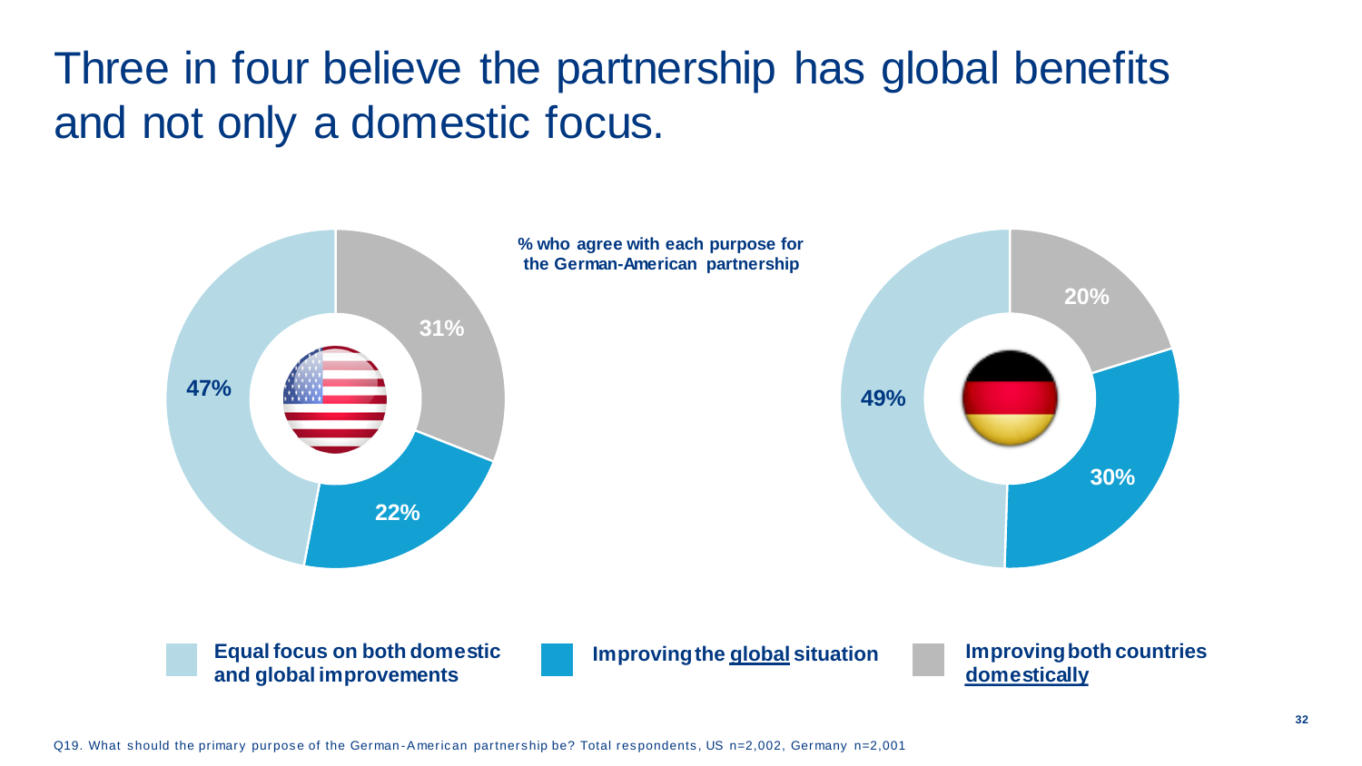# Three in four believe the partnership has global benefits and not only a domestic focus.

**% who agree with each purpose for the German-American partnership**

| | US | Germany |
|---|---|---|
| Equal focus on both domestic and global improvements | 47% | 49% |
| Improving the global situation | 22% | 30% |
| Improving both countries domestically | 31% | 20% |

Q19. What should the primary purpose of the German-American partnership be? Total respondents, US n=2,002, Germany n=2,001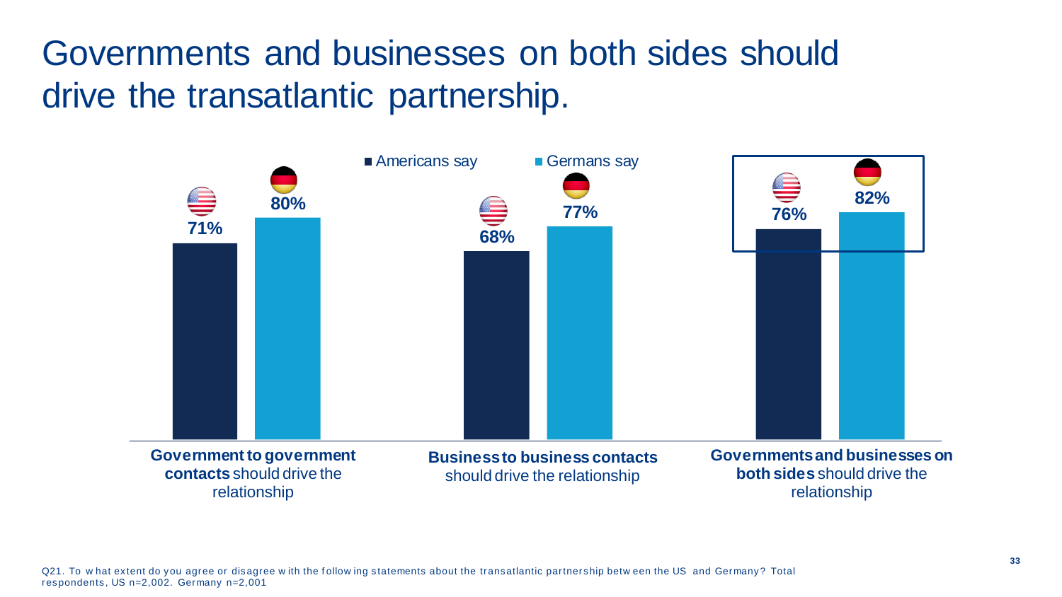# Governments and businesses on both sides should drive the transatlantic partnership.

| | Americans say | Germans say |
|---|---|---|
| **Government to government contacts** should drive the relationship | 71% | 80% |
| **Business to business contacts** should drive the relationship | 68% | 77% |
| **Governments and businesses on both sides** should drive the relationship | 76% | 82% |

Q21. To what extent do you agree or disagree with the following statements about the transatlantic partnership between the US and Germany? Total respondents, US n=2,002. Germany n=2,001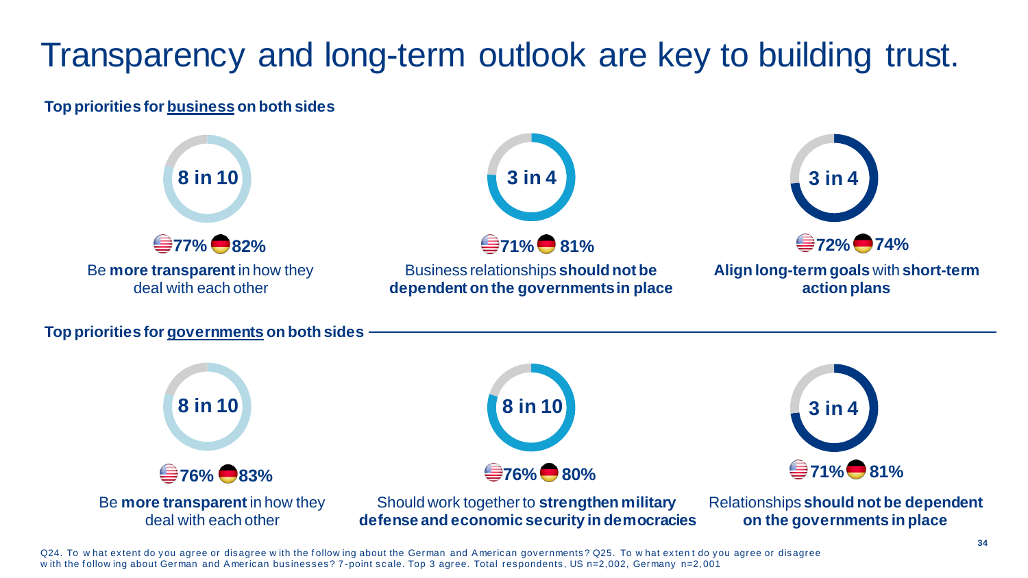# Transparency and long-term outlook are key to building trust.

**Top priorities for business on both sides**

**8 in 10**

US **77%** Germany **82%**

Be **more transparent** in how they deal with each other

**3 in 4**

US **71%** Germany **81%**

Business relationships **should not be dependent on the governments in place**

**3 in 4**

US **72%** Germany **74%**

**Align long-term goals** with **short-term action plans**

**Top priorities for governments on both sides**

**8 in 10**

US **76%** Germany **83%**

Be **more transparent** in how they deal with each other

**8 in 10**

US **76%** Germany **80%**

Should work together to **strengthen military defense and economic security in democracies**

**3 in 4**

US **71%** Germany **81%**

Relationships **should not be dependent on the governments in place**

Q24. To what extent do you agree or disagree with the following about the German and American governments? Q25. To what extent do you agree or disagree with the following about German and American businesses? 7-point scale. Top 3 agree. Total respondents, US n=2,002, Germany n=2,001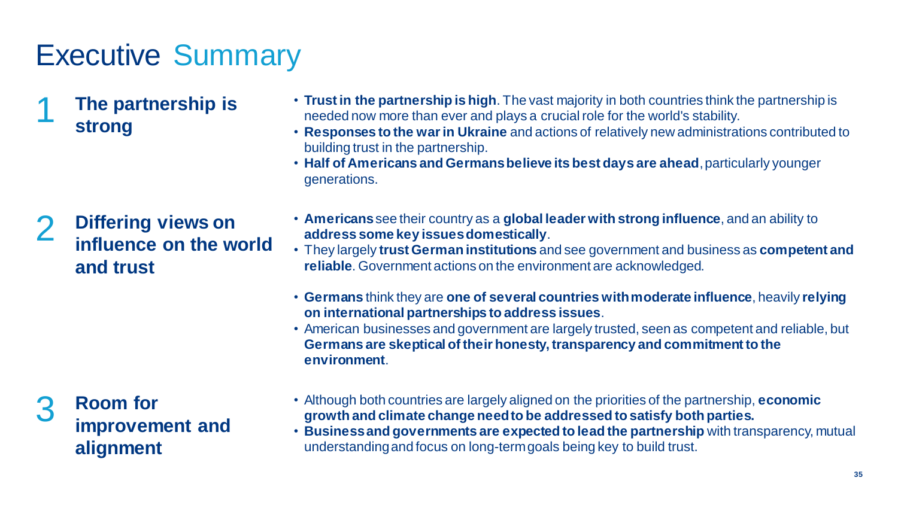# Executive Summary

## 1 The partnership is strong

- **Trust in the partnership is high**. The vast majority in both countries think the partnership is needed now more than ever and plays a crucial role for the world's stability.
- **Responses to the war in Ukraine** and actions of relatively new administrations contributed to building trust in the partnership.
- **Half of Americans and Germans believe its best days are ahead**, particularly younger generations.

## 2 Differing views on influence on the world and trust

- **Americans** see their country as a **global leader with strong influence**, and an ability to **address some key issues domestically**.
- They largely **trust German institutions** and see government and business as **competent and reliable**. Government actions on the environment are acknowledged.

- **Germans** think they are **one of several countries with moderate influence**, heavily **relying on international partnerships to address issues**.
- American businesses and government are largely trusted, seen as competent and reliable, but **Germans are skeptical of their honesty, transparency and commitment to the environment**.

## 3 Room for improvement and alignment

- Although both countries are largely aligned on the priorities of the partnership, **economic growth and climate change need to be addressed to satisfy both parties.**
- **Business and governments are expected to lead the partnership** with transparency, mutual understanding and focus on long-term goals being key to build trust.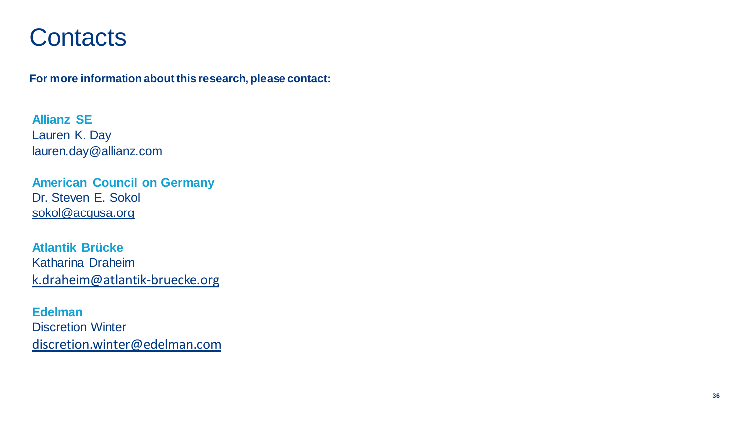# Contacts

**For more information about this research, please contact:**

**Allianz SE**
Lauren K. Day
lauren.day@allianz.com

**American Council on Germany**
Dr. Steven E. Sokol
sokol@acgusa.org

**Atlantik Brücke**
Katharina Draheim
k.draheim@atlantik-bruecke.org

**Edelman**
Discretion Winter
discretion.winter@edelman.com